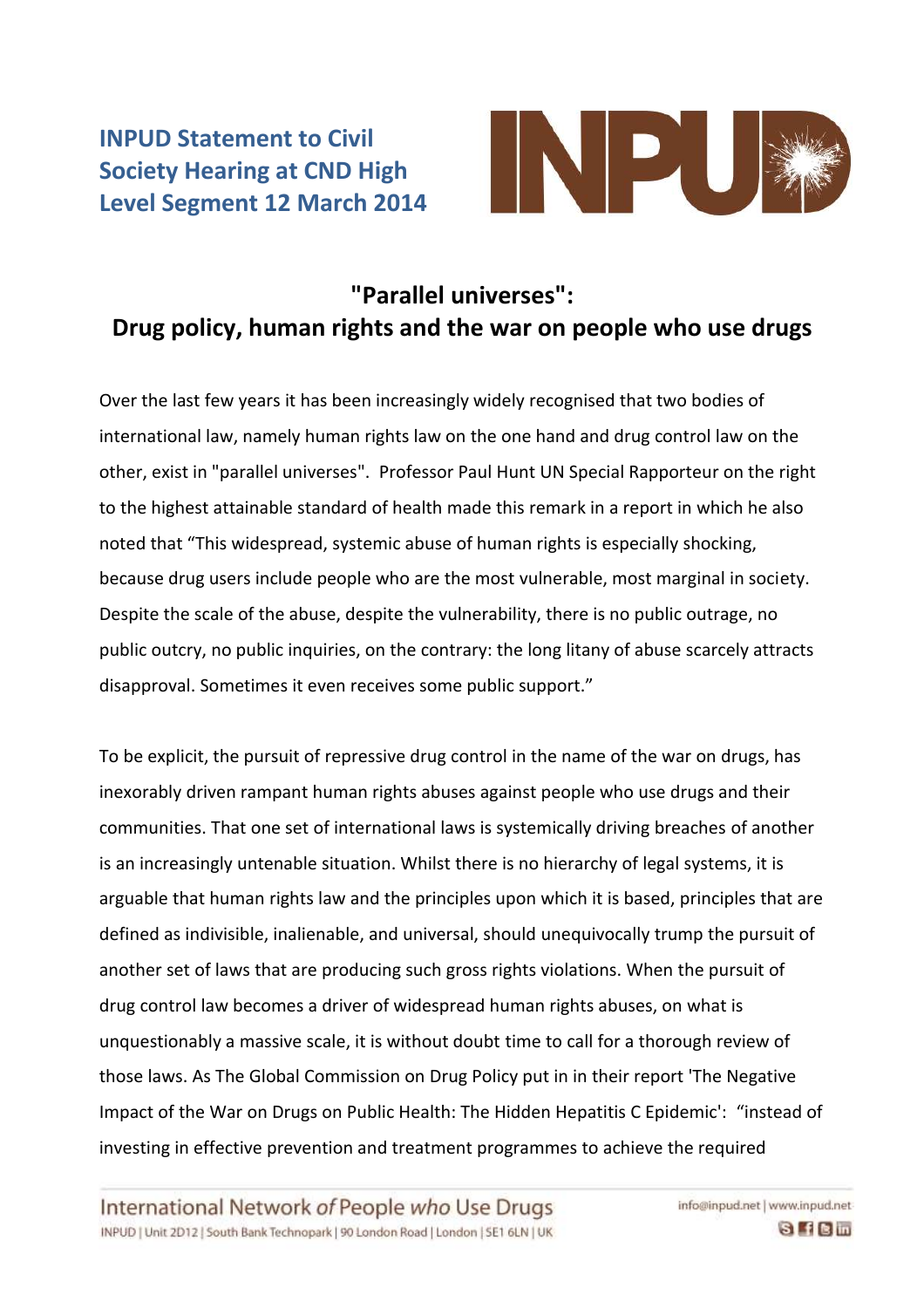# INPUD Statement to Civil Society Hearing at CND High Level Segment 12 March 2014

## "Parallel universes": Drug policy, human rights and the war on people who use drugs

Over the last few years it has been increasingly widely recognised that two bodies of international law, namely human rights law on the one hand and drug control law on the other, exist in "parallel universes". Professor Paul Hunt UN Special Rapporteur on the right to the highest attainable standard of health made this remark in a report in which he also noted that "This widespread, systemic abuse of human rights is especially shocking, because drug users include people who are the most vulnerable, most marginal in society. Despite the scale of the abuse, despite the vulnerability, there is no public outrage, no public outcry, no public inquiries, on the contrary: the long litany of abuse scarcely attracts disapproval. Sometimes it even receives some public support."

To be explicit, the pursuit of repressive drug control in the name of the war on drugs, has inexorably driven rampant human rights abuses against people who use drugs and their communities. That one set of international laws is systemically driving breaches of another is an increasingly untenable situation. Whilst there is no hierarchy of legal systems, it is arguable that human rights law and the principles upon which it is based, principles that are defined as indivisible, inalienable, and universal, should unequivocally trump the pursuit of another set of laws that are producing such gross rights violations. When the pursuit of drug control law becomes a driver of widespread human rights abuses, on what is unquestionably a massive scale, it is without doubt time to call for a thorough review of those laws. As The Global Commission on Drug Policy put in in their report 'The Negative Impact of the War on Drugs on Public Health: The Hidden Hepatitis C Epidemic': "instead of investing in effective prevention and treatment programmes to achieve the required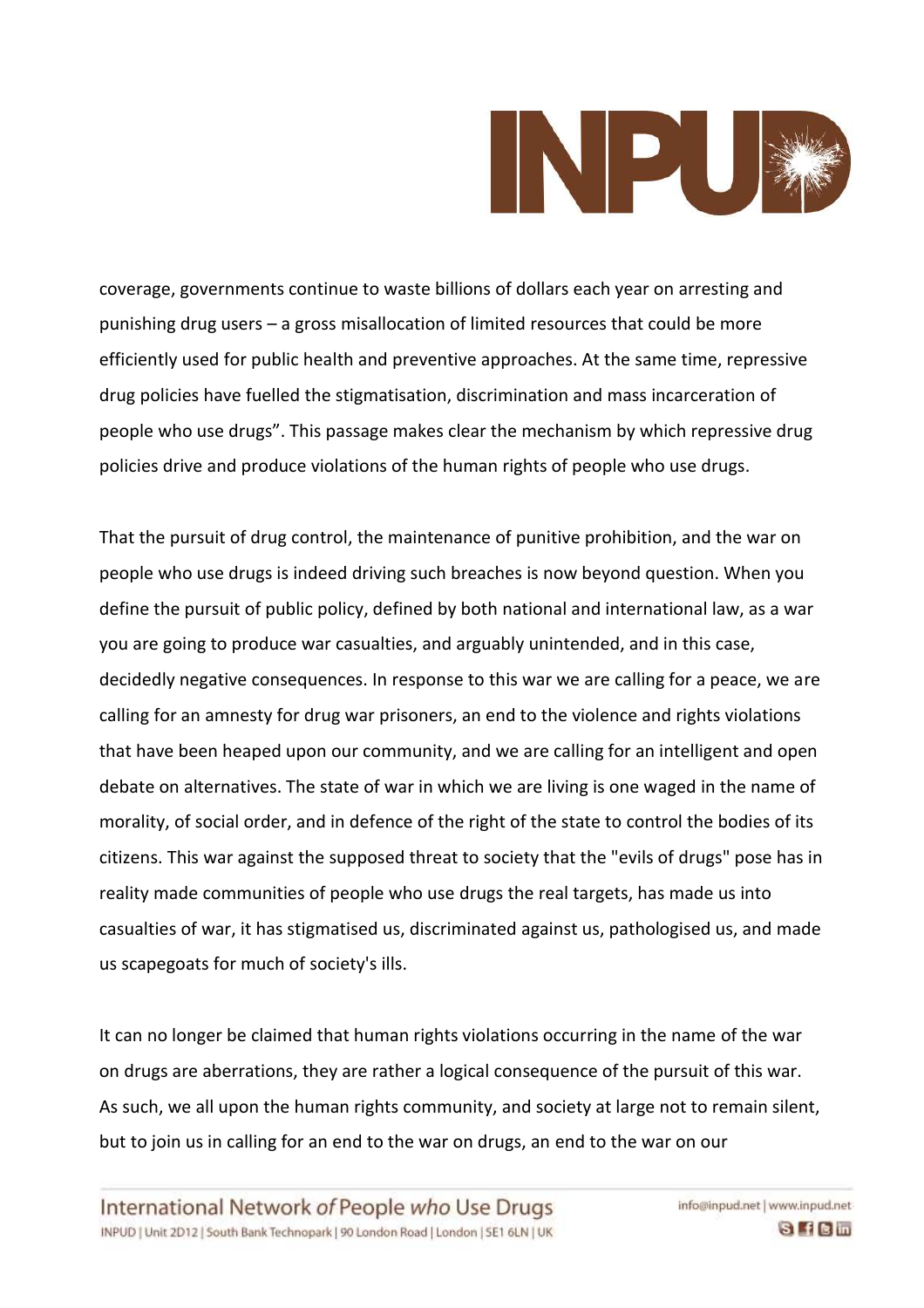coverage, governments continue to waste billions of dollars each year on arresting and punishing drug users – a gross misallocation of limited resources that could be more efficiently used for public health and preventive approaches. At the same time, repressive drug policies have fuelled the stigmatisation, discrimination and mass incarceration of people who use drugs". This passage makes clear the mechanism by which repressive drug policies drive and produce violations of the human rights of people who use drugs.

That the pursuit of drug control, the maintenance of punitive prohibition, and the war on people who use drugs is indeed driving such breaches is now beyond question. When you define the pursuit of public policy, defined by both national and international law, as a war you are going to produce war casualties, and arguably unintended, and in this case, decidedly negative consequences. In response to this war we are calling for a peace, we are calling for an amnesty for drug war prisoners, an end to the violence and rights violations that have been heaped upon our community, and we are calling for an intelligent and open debate on alternatives. The state of war in which we are living is one waged in the name of morality, of social order, and in defence of the right of the state to control the bodies of its citizens. This war against the supposed threat to society that the "evils of drugs" pose has in reality made communities of people who use drugs the real targets, has made us into casualties of war, it has stigmatised us, discriminated against us, pathologised us, and made us scapegoats for much of society's ills.

It can no longer be claimed that human rights violations occurring in the name of the war on drugs are aberrations, they are rather a logical consequence of the pursuit of this war. As such, we all upon the human rights community, and society at large not to remain silent, but to join us in calling for an end to the war on drugs, an end to the war on our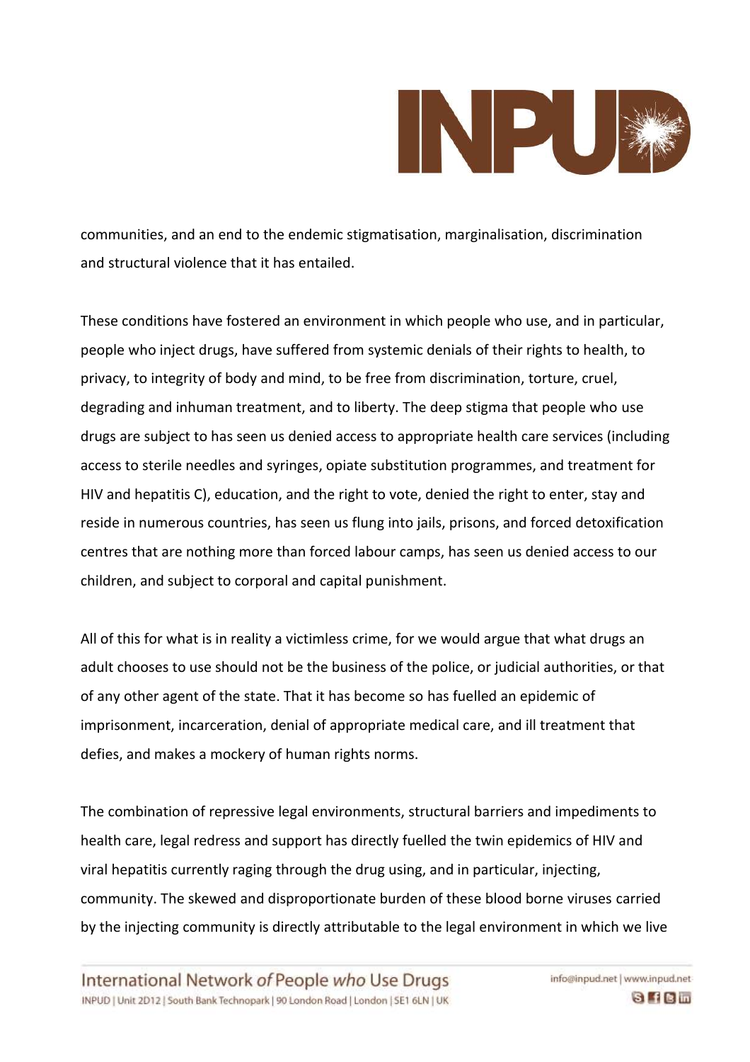communities, and an end to the endemic stigmatisation, marginalisation, discrimination and structural violence that it has entailed.

These conditions have fostered an environment in which people who use, and in particular, people who inject drugs, have suffered from systemic denials of their rights to health, to privacy, to integrity of body and mind, to be free from discrimination, torture, cruel, degrading and inhuman treatment, and to liberty. The deep stigma that people who use drugs are subject to has seen us denied access to appropriate health care services (including access to sterile needles and syringes, opiate substitution programmes, and treatment for HIV and hepatitis C), education, and the right to vote, denied the right to enter, stay and reside in numerous countries, has seen us flung into jails, prisons, and forced detoxification centres that are nothing more than forced labour camps, has seen us denied access to our children, and subject to corporal and capital punishment.

All of this for what is in reality a victimless crime, for we would argue that what drugs an adult chooses to use should not be the business of the police, or judicial authorities, or that of any other agent of the state. That it has become so has fuelled an epidemic of imprisonment, incarceration, denial of appropriate medical care, and ill treatment that defies, and makes a mockery of human rights norms.

The combination of repressive legal environments, structural barriers and impediments to health care, legal redress and support has directly fuelled the twin epidemics of HIV and viral hepatitis currently raging through the drug using, and in particular, injecting, community. The skewed and disproportionate burden of these blood borne viruses carried by the injecting community is directly attributable to the legal environment in which we live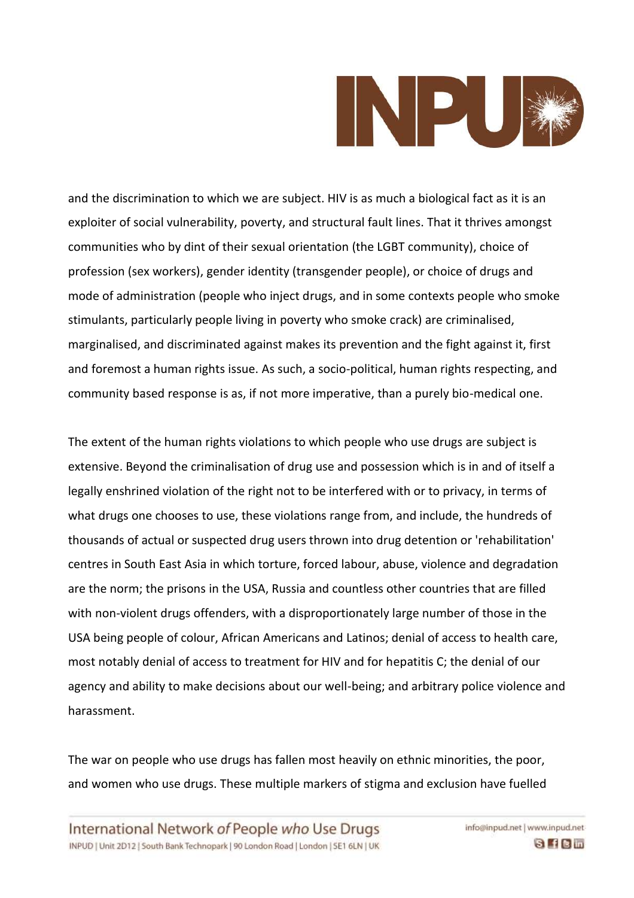and the discrimination to which we are subject. HIV is as much a biological fact as it is an exploiter of social vulnerability, poverty, and structural fault lines. That it thrives amongst communities who by dint of their sexual orientation (the LGBT community), choice of profession (sex workers), gender identity (transgender people), or choice of drugs and mode of administration (people who inject drugs, and in some contexts people who smoke stimulants, particularly people living in poverty who smoke crack) are criminalised, marginalised, and discriminated against makes its prevention and the fight against it, first and foremost a human rights issue. As such, a socio-political, human rights respecting, and community based response is as, if not more imperative, than a purely bio-medical one.

The extent of the human rights violations to which people who use drugs are subject is extensive. Beyond the criminalisation of drug use and possession which is in and of itself a legally enshrined violation of the right not to be interfered with or to privacy, in terms of what drugs one chooses to use, these violations range from, and include, the hundreds of thousands of actual or suspected drug users thrown into drug detention or 'rehabilitation' centres in South East Asia in which torture, forced labour, abuse, violence and degradation are the norm; the prisons in the USA, Russia and countless other countries that are filled with non-violent drugs offenders, with a disproportionately large number of those in the USA being people of colour, African Americans and Latinos; denial of access to health care, most notably denial of access to treatment for HIV and for hepatitis C; the denial of our agency and ability to make decisions about our well-being; and arbitrary police violence and harassment.

The war on people who use drugs has fallen most heavily on ethnic minorities, the poor, and women who use drugs. These multiple markers of stigma and exclusion have fuelled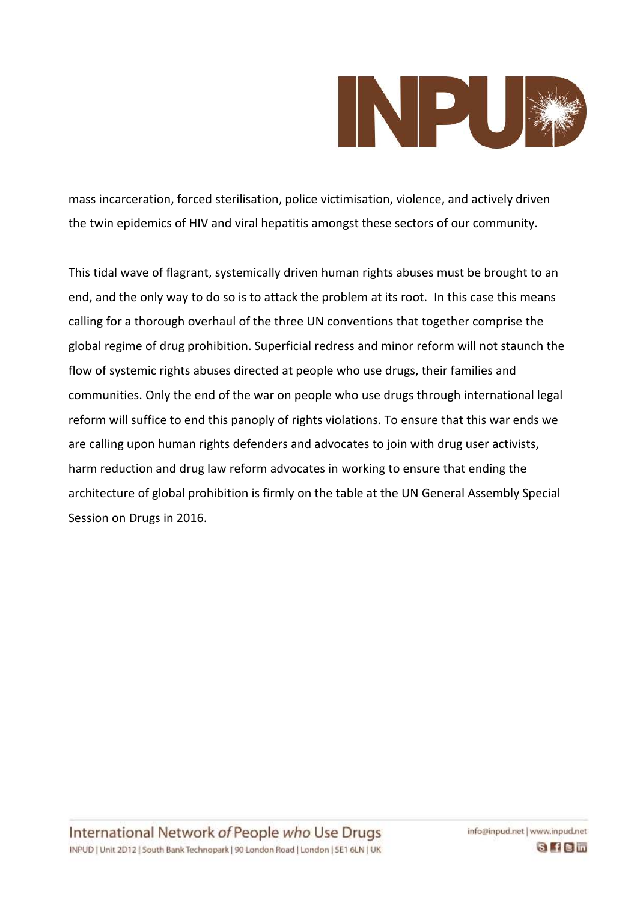mass incarceration, forced sterilisation, police victimisation, violence, and actively driven the twin epidemics of HIV and viral hepatitis amongst these sectors of our community.

This tidal wave of flagrant, systemically driven human rights abuses must be brought to an end, and the only way to do so is to attack the problem at its root. In this case this means calling for a thorough overhaul of the three UN conventions that together comprise the global regime of drug prohibition. Superficial redress and minor reform will not staunch the flow of systemic rights abuses directed at people who use drugs, their families and communities. Only the end of the war on people who use drugs through international legal reform will suffice to end this panoply of rights violations. To ensure that this war ends we are calling upon human rights defenders and advocates to join with drug user activists, harm reduction and drug law reform advocates in working to ensure that ending the architecture of global prohibition is firmly on the table at the UN General Assembly Special Session on Drugs in 2016.